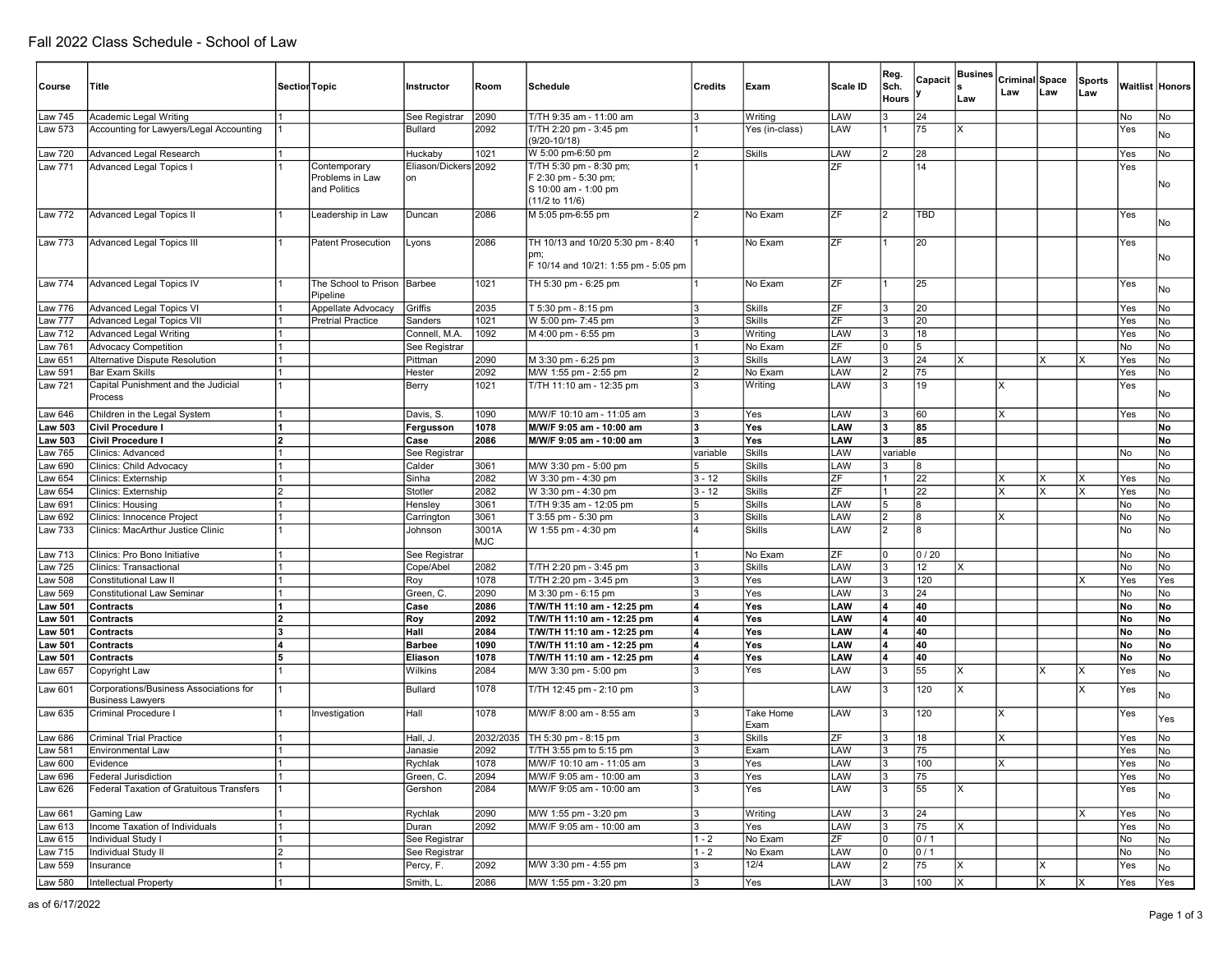# Fall 2022 Class Schedule - School of Law

| Course | Title | Section | Topic | Instructor | Room | Schedule | Credits | Exam | Scale ID | Reg. Sch. Hours | Capacity | Business Law | Criminal Law | Space Law | Sports Law | Waitlist | Honors |
|---|---|---|---|---|---|---|---|---|---|---|---|---|---|---|---|---|---|
| Law 745 | Academic Legal Writing | 1 | | See Registrar | 2090 | T/TH 9:35 am - 11:00 am | 3 | Writing | LAW | 3 | 24 | | | | | No | No |
| Law 573 | Accounting for Lawyers/Legal Accounting | 1 | | Bullard | 2092 | T/TH 2:20 pm - 3:45 pm (9/20-10/18) | 1 | Yes (in-class) | LAW | 1 | 75 | X | | | | Yes | No |
| Law 720 | Advanced Legal Research | 1 | | Huckaby | 1021 | W 5:00 pm-6:50 pm | 2 | Skills | LAW | 2 | 28 | | | | | Yes | No |
| Law 771 | Advanced Legal Topics I | 1 | Contemporary Problems in Law and Politics | Eliason/Dickerson | 2092 | T/TH 5:30 pm - 8:30 pm; F 2:30 pm - 5:30 pm; S 10:00 am - 1:00 pm (11/2 to 11/6) | 1 | | ZF | | 14 | | | | | Yes | No |
| Law 772 | Advanced Legal Topics II | 1 | Leadership in Law | Duncan | 2086 | M 5:05 pm-6:55 pm | 2 | No Exam | ZF | 2 | TBD | | | | | Yes | No |
| Law 773 | Advanced Legal Topics III | 1 | Patent Prosecution | Lyons | 2086 | TH 10/13 and 10/20 5:30 pm - 8:40 pm; F 10/14 and 10/21: 1:55 pm - 5:05 pm | 1 | No Exam | ZF | 1 | 20 | | | | | Yes | No |
| Law 774 | Advanced Legal Topics IV | 1 | The School to Prison Pipeline | Barbee | 1021 | TH 5:30 pm - 6:25 pm | 1 | No Exam | ZF | 1 | 25 | | | | | Yes | No |
| Law 776 | Advanced Legal Topics VI | 1 | Appellate Advocacy | Griffis | 2035 | T 5:30 pm - 8:15 pm | 3 | Skills | ZF | 3 | 20 | | | | | Yes | No |
| Law 777 | Advanced Legal Topics VII | 1 | Pretrial Practice | Sanders | 1021 | W 5:00 pm- 7:45 pm | 3 | Skills | ZF | 3 | 20 | | | | | Yes | No |
| Law 712 | Advanced Legal Writing | 1 | | Connell, M.A. | 1092 | M 4:00 pm - 6:55 pm | 3 | Writing | LAW | 3 | 18 | | | | | Yes | No |
| Law 761 | Advocacy Competition | 1 | | See Registrar | | | 1 | No Exam | ZF | 0 | 5 | | | | | No | No |
| Law 651 | Alternative Dispute Resolution | 1 | | Pittman | 2090 | M 3:30 pm - 6:25 pm | 3 | Skills | LAW | 3 | 24 | X | | X | X | Yes | No |
| Law 591 | Bar Exam Skills | 1 | | Hester | 2092 | M/W 1:55 pm - 2:55 pm | 2 | No Exam | LAW | 2 | 75 | | | | | Yes | No |
| Law 721 | Capital Punishment and the Judicial Process | 1 | | Berry | 1021 | T/TH 11:10 am - 12:35 pm | 3 | Writing | LAW | 3 | 19 | | X | | | Yes | No |
| Law 646 | Children in the Legal System | 1 | | Davis, S. | 1090 | M/W/F 10:10 am - 11:05 am | 3 | Yes | LAW | 3 | 60 | | X | | | Yes | No |
| **Law 503** | **Civil Procedure I** | **1** | | **Fergusson** | **1078** | **M/W/F 9:05 am - 10:00 am** | **3** | **Yes** | **LAW** | **3** | **85** | | | | | | **No** |
| **Law 503** | **Civil Procedure I** | **2** | | **Case** | **2086** | **M/W/F 9:05 am - 10:00 am** | **3** | **Yes** | **LAW** | **3** | **85** | | | | | | **No** |
| Law 765 | Clinics: Advanced | 1 | | See Registrar | | | variable | Skills | LAW | variable | | | | | | No | No |
| Law 690 | Clinics: Child Advocacy | 1 | | Calder | 3061 | M/W 3:30 pm - 5:00 pm | 5 | Skills | LAW | 3 | 8 | | | | | | No |
| Law 654 | Clinics: Externship | 1 | | Sinha | 2082 | W 3:30 pm - 4:30 pm | 3 - 12 | Skills | ZF | 1 | 22 | | X | X | X | Yes | No |
| Law 654 | Clinics: Externship | 2 | | Stotler | 2082 | W 3:30 pm - 4:30 pm | 3 - 12 | Skills | ZF | 1 | 22 | | X | X | X | Yes | No |
| Law 691 | Clinics: Housing | 1 | | Hensley | 3061 | T/TH 9:35 am - 12:05 pm | 5 | Skills | LAW | 5 | 8 | | | | | No | No |
| Law 692 | Clinics: Innocence Project | 1 | | Carrington | 3061 | T 3:55 pm - 5:30 pm | 3 | Skills | LAW | 2 | 8 | | X | | | No | No |
| Law 733 | Clinics: MacArthur Justice Clinic | 1 | | Johnson | 3001A MJC | W 1:55 pm - 4:30 pm | 4 | Skills | LAW | 2 | 8 | | | | | No | No |
| Law 713 | Clinics: Pro Bono Initiative | 1 | | See Registrar | | | 1 | No Exam | ZF | 0 | 0 / 20 | | | | | No | No |
| Law 725 | Clinics: Transactional | 1 | | Cope/Abel | 2082 | T/TH 2:20 pm - 3:45 pm | 3 | Skills | LAW | 3 | 12 | X | | | | No | No |
| Law 508 | Constitutional Law II | 1 | | Roy | 1078 | T/TH 2:20 pm - 3:45 pm | 3 | Yes | LAW | 3 | 120 | | | | X | Yes | Yes |
| Law 569 | Constitutional Law Seminar | 1 | | Green, C. | 2090 | M 3:30 pm - 6:15 pm | 3 | Yes | LAW | 3 | 24 | | | | | No | No |
| **Law 501** | **Contracts** | **1** | | **Case** | **2086** | **T/W/TH 11:10 am - 12:25 pm** | **4** | **Yes** | **LAW** | **4** | **40** | | | | | **No** | **No** |
| **Law 501** | **Contracts** | **2** | | **Roy** | **2092** | **T/W/TH 11:10 am - 12:25 pm** | **4** | **Yes** | **LAW** | **4** | **40** | | | | | **No** | **No** |
| **Law 501** | **Contracts** | **3** | | **Hall** | **2084** | **T/W/TH 11:10 am - 12:25 pm** | **4** | **Yes** | **LAW** | **4** | **40** | | | | | **No** | **No** |
| **Law 501** | **Contracts** | **4** | | **Barbee** | **1090** | **T/W/TH 11:10 am - 12:25 pm** | **4** | **Yes** | **LAW** | **4** | **40** | | | | | **No** | **No** |
| **Law 501** | **Contracts** | **5** | | **Eliason** | **1078** | **T/W/TH 11:10 am - 12:25 pm** | **4** | **Yes** | **LAW** | **4** | **40** | | | | | **No** | **No** |
| Law 657 | Copyright Law | 1 | | Wilkins | 2084 | M/W 3:30 pm - 5:00 pm | 3 | Yes | LAW | 3 | 55 | X | | X | X | Yes | No |
| Law 601 | Corporations/Business Associations for Business Lawyers | 1 | | Bullard | 1078 | T/TH 12:45 pm - 2:10 pm | 3 | | LAW | 3 | 120 | X | | | X | Yes | No |
| Law 635 | Criminal Procedure I | 1 | Investigation | Hall | 1078 | M/W/F 8:00 am - 8:55 am | 3 | Take Home Exam | LAW | 3 | 120 | | X | | | Yes | Yes |
| Law 686 | Criminal Trial Practice | 1 | | Hall, J. | 2032/2035 | TH 5:30 pm - 8:15 pm | 3 | Skills | ZF | 3 | 18 | | X | | | Yes | No |
| Law 581 | Environmental Law | 1 | | Janasie | 2092 | T/TH 3:55 pm to 5:15 pm | 3 | Exam | LAW | 3 | 75 | | | | | Yes | No |
| Law 600 | Evidence | 1 | | Rychlak | 1078 | M/W/F 10:10 am - 11:05 am | 3 | Yes | LAW | 3 | 100 | | X | | | Yes | No |
| Law 696 | Federal Jurisdiction | 1 | | Green, C. | 2094 | M/W/F 9:05 am - 10:00 am | 3 | Yes | LAW | 3 | 75 | | | | | Yes | No |
| Law 626 | Federal Taxation of Gratuitous Transfers | 1 | | Gershon | 2084 | M/W/F 9:05 am - 10:00 am | 3 | Yes | LAW | 3 | 55 | X | | | | Yes | No |
| Law 661 | Gaming Law | 1 | | Rychlak | 2090 | M/W 1:55 pm - 3:20 pm | 3 | Writing | LAW | 3 | 24 | | | | X | Yes | No |
| Law 613 | Income Taxation of Individuals | 1 | | Duran | 2092 | M/W/F 9:05 am - 10:00 am | 3 | Yes | LAW | 3 | 75 | X | | | | Yes | No |
| Law 615 | Individual Study I | 1 | | See Registrar | | | 1 - 2 | No Exam | ZF | 0 | 0 / 1 | | | | | No | No |
| Law 715 | Individual Study II | 2 | | See Registrar | | | 1 - 2 | No Exam | LAW | 0 | 0 / 1 | | | | | No | No |
| Law 559 | Insurance | 1 | | Percy, F. | 2092 | M/W 3:30 pm - 4:55 pm | 3 | 12/4 | LAW | 2 | 75 | X | | X | | Yes | No |
| Law 580 | Intellectual Property | 1 | | Smith, L. | 2086 | M/W 1:55 pm - 3:20 pm | 3 | Yes | LAW | 3 | 100 | X | | X | X | Yes | Yes |

as of 6/17/2022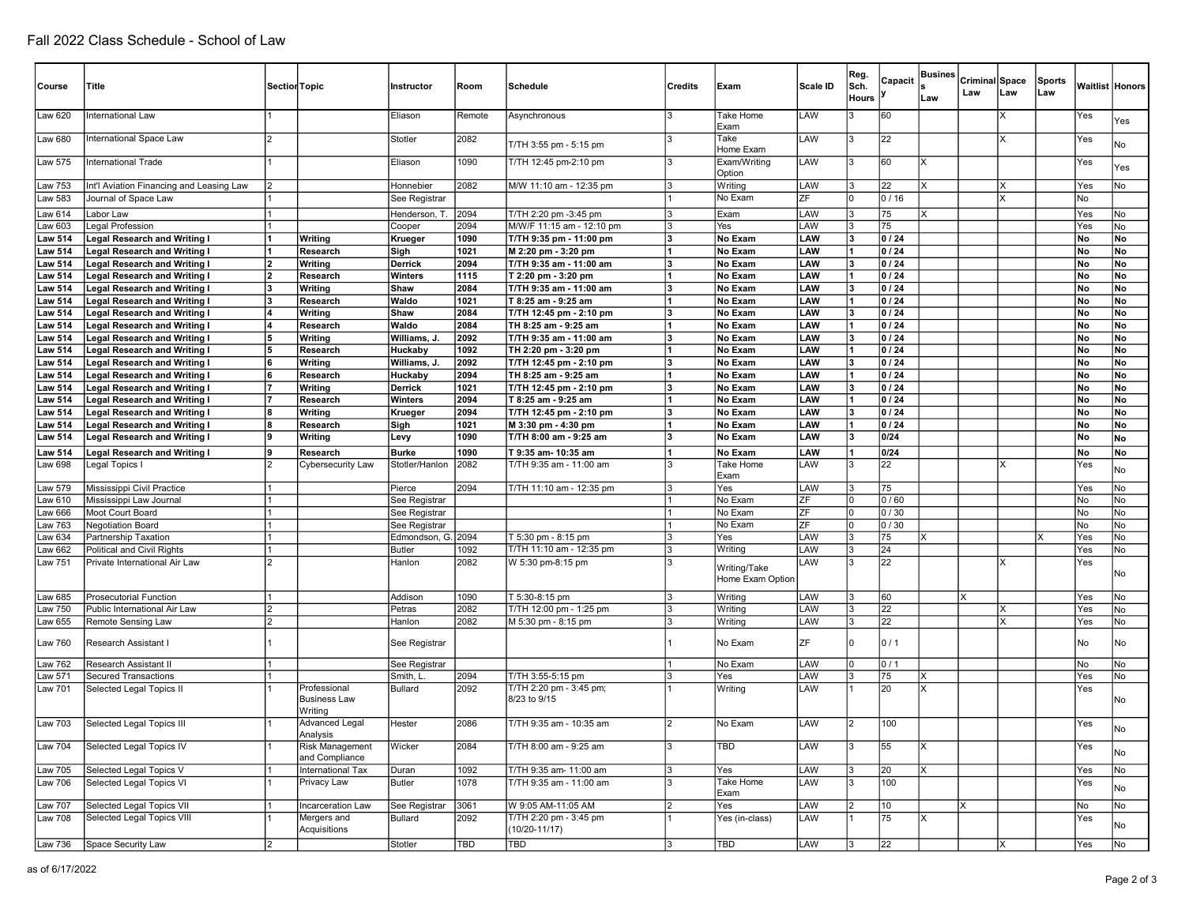# Fall 2022 Class Schedule - School of Law

| Course | Title | Section | Topic | Instructor | Room | Schedule | Credits | Exam | Scale ID | Reg. Sch. Hours | Capacity | Business Law | Criminal Law | Space Law | Sports Law | Waitlist | Honors |
|---|---|---|---|---|---|---|---|---|---|---|---|---|---|---|---|---|---|
| Law 620 | International Law | 1 | | Eliason | Remote | Asynchronous | 3 | Take Home Exam | LAW | 3 | 60 | | | X | | Yes | Yes |
| Law 680 | International Space Law | 2 | | Stotler | 2082 | T/TH 3:55 pm - 5:15 pm | 3 | Take Home Exam | LAW | 3 | 22 | | | X | | Yes | No |
| Law 575 | International Trade | 1 | | Eliason | 1090 | T/TH 12:45 pm-2:10 pm | 3 | Exam/Writing Option | LAW | 3 | 60 | X | | | | Yes | Yes |
| Law 753 | Int'l Aviation Financing and Leasing Law | 2 | | Honnebier | 2082 | M/W 11:10 am - 12:35 pm | 3 | Writing | LAW | 3 | 22 | X | | X | | Yes | No |
| Law 583 | Journal of Space Law | 1 | | See Registrar | | | 1 | No Exam | ZF | 0 | 0 / 16 | | | X | | No | |
| Law 614 | Labor Law | 1 | | Henderson, T. | 2094 | T/TH 2:20 pm -3:45 pm | 3 | Exam | LAW | 3 | 75 | X | | | | Yes | No |
| Law 603 | Legal Profession | 1 | | Cooper | 2094 | M/W/F 11:15 am - 12:10 pm | 3 | Yes | LAW | 3 | 75 | | | | | Yes | No |
| **Law 514** | **Legal Research and Writing I** | **1** | **Writing** | **Krueger** | **1090** | **T/TH 9:35 pm - 11:00 pm** | **3** | **No Exam** | **LAW** | **3** | **0 / 24** | | | | | **No** | **No** |
| **Law 514** | **Legal Research and Writing I** | **1** | **Research** | **Sigh** | **1021** | **M 2:20 pm - 3:20 pm** | **1** | **No Exam** | **LAW** | **1** | **0 / 24** | | | | | **No** | **No** |
| **Law 514** | **Legal Research and Writing I** | **2** | **Writing** | **Derrick** | **2094** | **T/TH 9:35 am - 11:00 am** | **3** | **No Exam** | **LAW** | **3** | **0 / 24** | | | | | **No** | **No** |
| **Law 514** | **Legal Research and Writing I** | **2** | **Research** | **Winters** | **1115** | **T 2:20 pm - 3:20 pm** | **1** | **No Exam** | **LAW** | **1** | **0 / 24** | | | | | **No** | **No** |
| **Law 514** | **Legal Research and Writing I** | **3** | **Writing** | **Shaw** | **2084** | **T/TH 9:35 am - 11:00 am** | **3** | **No Exam** | **LAW** | **3** | **0 / 24** | | | | | **No** | **No** |
| **Law 514** | **Legal Research and Writing I** | **3** | **Research** | **Waldo** | **1021** | **T 8:25 am - 9:25 am** | **1** | **No Exam** | **LAW** | **1** | **0 / 24** | | | | | **No** | **No** |
| **Law 514** | **Legal Research and Writing I** | **4** | **Writing** | **Shaw** | **2084** | **T/TH 12:45 pm - 2:10 pm** | **3** | **No Exam** | **LAW** | **3** | **0 / 24** | | | | | **No** | **No** |
| **Law 514** | **Legal Research and Writing I** | **4** | **Research** | **Waldo** | **2084** | **TH 8:25 am - 9:25 am** | **1** | **No Exam** | **LAW** | **1** | **0 / 24** | | | | | **No** | **No** |
| **Law 514** | **Legal Research and Writing I** | **5** | **Writing** | **Williams, J.** | **2092** | **T/TH 9:35 am - 11:00 am** | **3** | **No Exam** | **LAW** | **3** | **0 / 24** | | | | | **No** | **No** |
| **Law 514** | **Legal Research and Writing I** | **5** | **Research** | **Huckaby** | **1092** | **TH 2:20 pm - 3:20 pm** | **1** | **No Exam** | **LAW** | **1** | **0 / 24** | | | | | **No** | **No** |
| **Law 514** | **Legal Research and Writing I** | **6** | **Writing** | **Williams, J.** | **2092** | **T/TH 12:45 pm - 2:10 pm** | **3** | **No Exam** | **LAW** | **3** | **0 / 24** | | | | | **No** | **No** |
| **Law 514** | **Legal Research and Writing I** | **6** | **Research** | **Huckaby** | **2094** | **TH 8:25 am - 9:25 am** | **1** | **No Exam** | **LAW** | **1** | **0 / 24** | | | | | **No** | **No** |
| **Law 514** | **Legal Research and Writing I** | **7** | **Writing** | **Derrick** | **1021** | **T/TH 12:45 pm - 2:10 pm** | **3** | **No Exam** | **LAW** | **3** | **0 / 24** | | | | | **No** | **No** |
| **Law 514** | **Legal Research and Writing I** | **7** | **Research** | **Winters** | **2094** | **T 8:25 am - 9:25 am** | **1** | **No Exam** | **LAW** | **1** | **0 / 24** | | | | | **No** | **No** |
| **Law 514** | **Legal Research and Writing I** | **8** | **Writing** | **Krueger** | **2094** | **T/TH 12:45 pm - 2:10 pm** | **3** | **No Exam** | **LAW** | **3** | **0 / 24** | | | | | **No** | **No** |
| **Law 514** | **Legal Research and Writing I** | **8** | **Research** | **Sigh** | **1021** | **M 3:30 pm - 4:30 pm** | **1** | **No Exam** | **LAW** | **1** | **0 / 24** | | | | | **No** | **No** |
| **Law 514** | **Legal Research and Writing I** | **9** | **Writing** | **Levy** | **1090** | **T/TH 8:00 am - 9:25 am** | **3** | **No Exam** | **LAW** | **3** | **0/24** | | | | | **No** | **No** |
| **Law 514** | **Legal Research and Writing I** | **9** | **Research** | **Burke** | **1090** | **T 9:35 am- 10:35 am** | **1** | **No Exam** | **LAW** | **1** | **0/24** | | | | | **No** | **No** |
| Law 698 | Legal Topics I | 2 | Cybersecurity Law | Stotler/Hanlon | 2082 | T/TH 9:35 am - 11:00 am | 3 | Take Home Exam | LAW | 3 | 22 | | | X | | Yes | No |
| Law 579 | Mississippi Civil Practice | 1 | | Pierce | 2094 | T/TH 11:10 am - 12:35 pm | 3 | Yes | LAW | 3 | 75 | | | | | Yes | No |
| Law 610 | Mississippi Law Journal | 1 | | See Registrar | | | 1 | No Exam | ZF | 0 | 0 / 60 | | | | | No | No |
| Law 666 | Moot Court Board | 1 | | See Registrar | | | 1 | No Exam | ZF | 0 | 0 / 30 | | | | | No | No |
| Law 763 | Negotiation Board | 1 | | See Registrar | | | 1 | No Exam | ZF | 0 | 0 / 30 | | | | | No | No |
| Law 634 | Partnership Taxation | 1 | | Edmondson, G. | 2094 | T 5:30 pm - 8:15 pm | 3 | Yes | LAW | 3 | 75 | X | | | X | Yes | No |
| Law 662 | Political and Civil Rights | 1 | | Butler | 1092 | T/TH 11:10 am - 12:35 pm | 3 | Writing | LAW | 3 | 24 | | | | | Yes | No |
| Law 751 | Private International Air Law | 2 | | Hanlon | 2082 | W 5:30 pm-8:15 pm | 3 | Writing/Take Home Exam Option | LAW | 3 | 22 | | | X | | Yes | No |
| Law 685 | Prosecutorial Function | 1 | | Addison | 1090 | T 5:30-8:15 pm | 3 | Writing | LAW | 3 | 60 | | X | | | Yes | No |
| Law 750 | Public International Air Law | 2 | | Petras | 2082 | T/TH 12:00 pm - 1:25 pm | 3 | Writing | LAW | 3 | 22 | | | X | | Yes | No |
| Law 655 | Remote Sensing Law | 2 | | Hanlon | 2082 | M 5:30 pm - 8:15 pm | 3 | Writing | LAW | 3 | 22 | | | X | | Yes | No |
| Law 760 | Research Assistant I | 1 | | See Registrar | | | 1 | No Exam | ZF | 0 | 0 / 1 | | | | | No | No |
| Law 762 | Research Assistant II | 1 | | See Registrar | | | 1 | No Exam | LAW | 0 | 0 / 1 | | | | | No | No |
| Law 571 | Secured Transactions | 1 | | Smith, L. | 2094 | T/TH 3:55-5:15 pm | 3 | Yes | LAW | 3 | 75 | X | | | | Yes | No |
| Law 701 | Selected Legal Topics II | 1 | Professional Business Law Writing | Bullard | 2092 | T/TH 2:20 pm - 3:45 pm; 8/23 to 9/15 | 1 | Writing | LAW | 1 | 20 | X | | | | Yes | No |
| Law 703 | Selected Legal Topics III | 1 | Advanced Legal Analysis | Hester | 2086 | T/TH 9:35 am - 10:35 am | 2 | No Exam | LAW | 2 | 100 | | | | | Yes | No |
| Law 704 | Selected Legal Topics IV | 1 | Risk Management and Compliance | Wicker | 2084 | T/TH 8:00 am - 9:25 am | 3 | TBD | LAW | 3 | 55 | X | | | | Yes | No |
| Law 705 | Selected Legal Topics V | 1 | International Tax | Duran | 1092 | T/TH 9:35 am- 11:00 am | 3 | Yes | LAW | 3 | 20 | X | | | | Yes | No |
| Law 706 | Selected Legal Topics VI | 1 | Privacy Law | Butler | 1078 | T/TH 9:35 am - 11:00 am | 3 | Take Home Exam | LAW | 3 | 100 | | | | | Yes | No |
| Law 707 | Selected Legal Topics VII | 1 | Incarceration Law | See Registrar | 3061 | W 9:05 AM-11:05 AM | 2 | Yes | LAW | 2 | 10 | | X | | | No | No |
| Law 708 | Selected Legal Topics VIII | 1 | Mergers and Acquisitions | Bullard | 2092 | T/TH 2:20 pm - 3:45 pm (10/20-11/17) | 1 | Yes (in-class) | LAW | 1 | 75 | X | | | | Yes | No |
| Law 736 | Space Security Law | 2 | | Stotler | TBD | TBD | 3 | TBD | LAW | 3 | 22 | | | X | | Yes | No |

as of 6/17/2022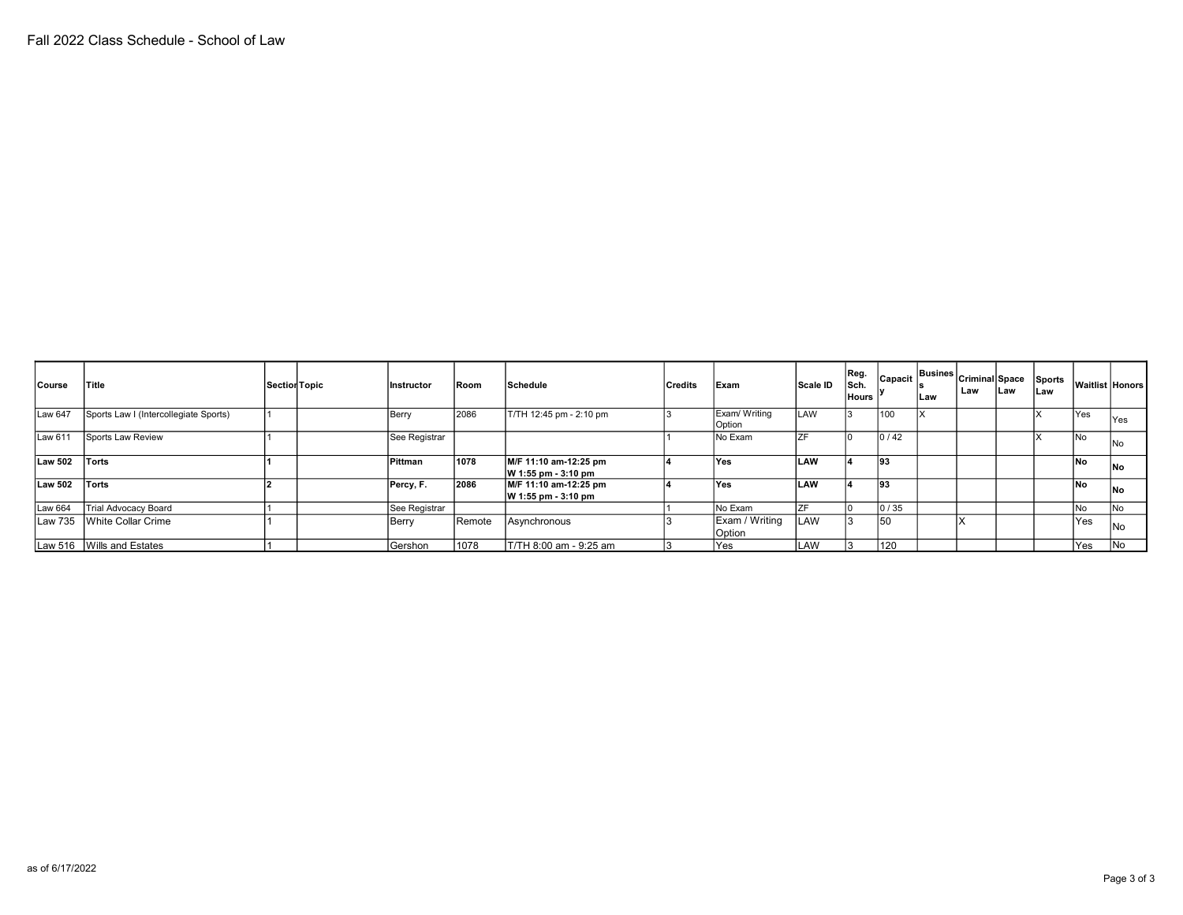Fall 2022 Class Schedule - School of Law

| Course | Title | Section | Topic | Instructor | Room | Schedule | Credits | Exam | Scale ID | Reg. Sch. Hours | Capacity | Business Law | Criminal Law | Space Law | Sports Law | Waitlist | Honors |
|---|---|---|---|---|---|---|---|---|---|---|---|---|---|---|---|---|---|
| Law 647 | Sports Law I (Intercollegiate Sports) | 1 | | Berry | 2086 | T/TH 12:45 pm - 2:10 pm | 3 | Exam/ Writing Option | LAW | 3 | 100 | X | | | X | Yes | Yes |
| Law 611 | Sports Law Review | 1 | | See Registrar | | | 1 | No Exam | ZF | 0 | 0 / 42 | | | | X | No | No |
| **Law 502** | **Torts** | **1** | | **Pittman** | **1078** | **M/F 11:10 am-12:25 pm W 1:55 pm - 3:10 pm** | **4** | **Yes** | **LAW** | **4** | **93** | | | | | **No** | **No** |
| **Law 502** | **Torts** | **2** | | **Percy, F.** | **2086** | **M/F 11:10 am-12:25 pm W 1:55 pm - 3:10 pm** | **4** | **Yes** | **LAW** | **4** | **93** | | | | | **No** | **No** |
| Law 664 | Trial Advocacy Board | 1 | | See Registrar | | | 1 | No Exam | ZF | 0 | 0 / 35 | | | | | No | No |
| Law 735 | White Collar Crime | 1 | | Berry | Remote | Asynchronous | 3 | Exam / Writing Option | LAW | 3 | 50 | | X | | | Yes | No |
| Law 516 | Wills and Estates | 1 | | Gershon | 1078 | T/TH 8:00 am - 9:25 am | 3 | Yes | LAW | 3 | 120 | | | | | Yes | No |

as of 6/17/2022